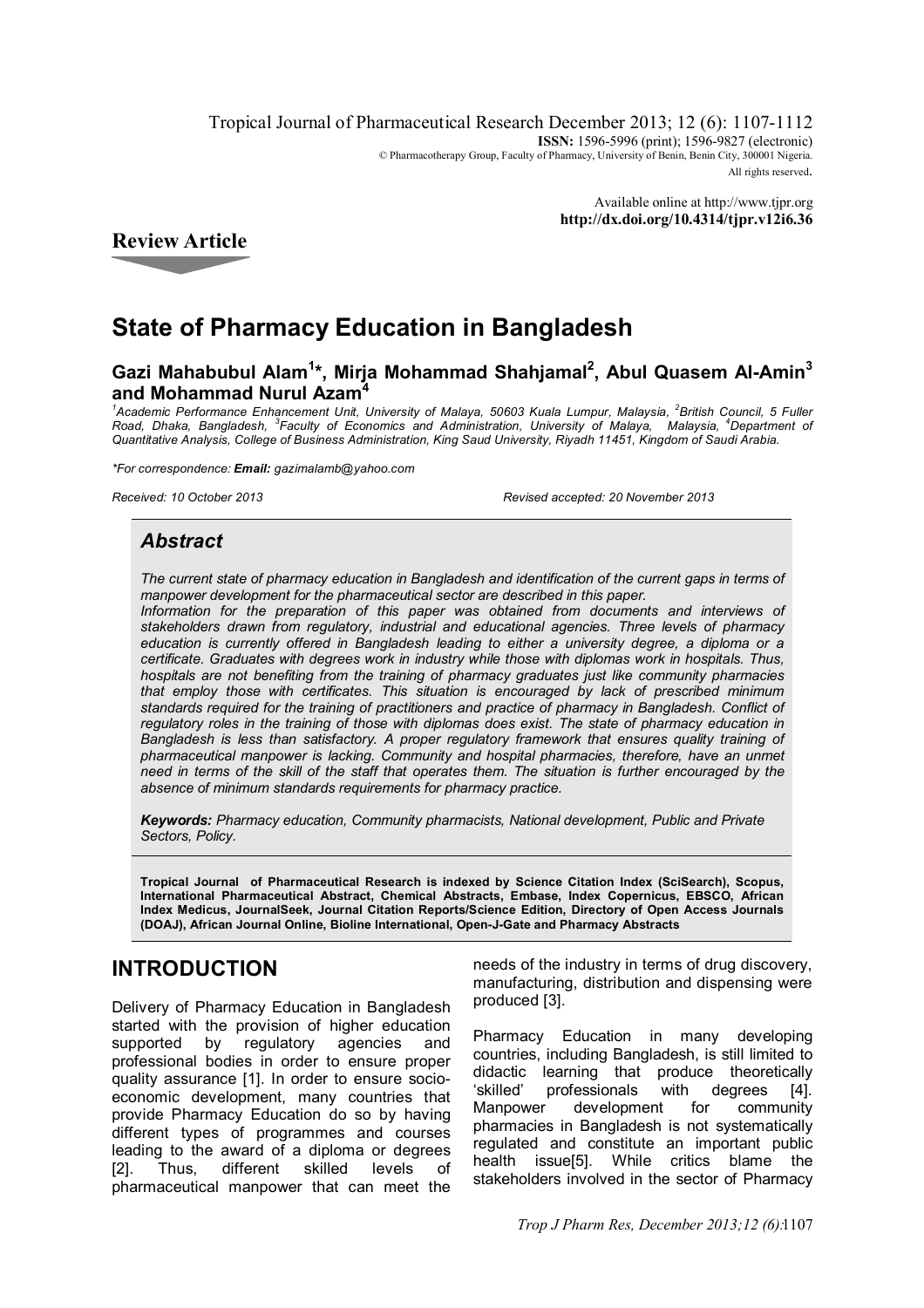Tropical Journal of Pharmaceutical Research December 2013; 12 (6): 1107-1112
**ISSN:** 1596-5996 (print); 1596-9827 (electronic)
© Pharmacotherapy Group, Faculty of Pharmacy, University of Benin, Benin City, 300001 Nigeria.
All rights reserved.

Available online at http://www.tjpr.org
**http://dx.doi.org/10.4314/tjpr.v12i6.36**

**Review Article**

# State of Pharmacy Education in Bangladesh

**Gazi Mahabubul Alam[1]\*, Mirja Mohammad Shahjamal[2], Abul Quasem Al-Amin[3] and Mohammad Nurul Azam[4]**

*[1]Academic Performance Enhancement Unit, University of Malaya, 50603 Kuala Lumpur, Malaysia, [2]British Council, 5 Fuller Road, Dhaka, Bangladesh, [3]Faculty of Economics and Administration, University of Malaya, Malaysia, [4]Department of Quantitative Analysis, College of Business Administration, King Saud University, Riyadh 11451, Kingdom of Saudi Arabia.*

*\*For correspondence: **Email:** gazimalamb@yahoo.com*

*Received: 10 October 2013* *Revised accepted: 20 November 2013*

## *Abstract*

*The current state of pharmacy education in Bangladesh and identification of the current gaps in terms of manpower development for the pharmaceutical sector are described in this paper.*
*Information for the preparation of this paper was obtained from documents and interviews of stakeholders drawn from regulatory, industrial and educational agencies. Three levels of pharmacy education is currently offered in Bangladesh leading to either a university degree, a diploma or a certificate. Graduates with degrees work in industry while those with diplomas work in hospitals. Thus, hospitals are not benefiting from the training of pharmacy graduates just like community pharmacies that employ those with certificates. This situation is encouraged by lack of prescribed minimum standards required for the training of practitioners and practice of pharmacy in Bangladesh. Conflict of regulatory roles in the training of those with diplomas does exist. The state of pharmacy education in Bangladesh is less than satisfactory. A proper regulatory framework that ensures quality training of pharmaceutical manpower is lacking. Community and hospital pharmacies, therefore, have an unmet need in terms of the skill of the staff that operates them. The situation is further encouraged by the absence of minimum standards requirements for pharmacy practice.*

***Keywords:** Pharmacy education, Community pharmacists, National development, Public and Private Sectors, Policy.*

**Tropical Journal of Pharmaceutical Research is indexed by Science Citation Index (SciSearch), Scopus, International Pharmaceutical Abstract, Chemical Abstracts, Embase, Index Copernicus, EBSCO, African Index Medicus, JournalSeek, Journal Citation Reports/Science Edition, Directory of Open Access Journals (DOAJ), African Journal Online, Bioline International, Open-J-Gate and Pharmacy Abstracts**

## INTRODUCTION

Delivery of Pharmacy Education in Bangladesh started with the provision of higher education supported by regulatory agencies and professional bodies in order to ensure proper quality assurance [1]. In order to ensure socio-economic development, many countries that provide Pharmacy Education do so by having different types of programmes and courses leading to the award of a diploma or degrees [2]. Thus, different skilled levels of pharmaceutical manpower that can meet the needs of the industry in terms of drug discovery, manufacturing, distribution and dispensing were produced [3].

Pharmacy Education in many developing countries, including Bangladesh, is still limited to didactic learning that produce theoretically 'skilled' professionals with degrees [4]. Manpower development for community pharmacies in Bangladesh is not systematically regulated and constitute an important public health issue[5]. While critics blame the stakeholders involved in the sector of Pharmacy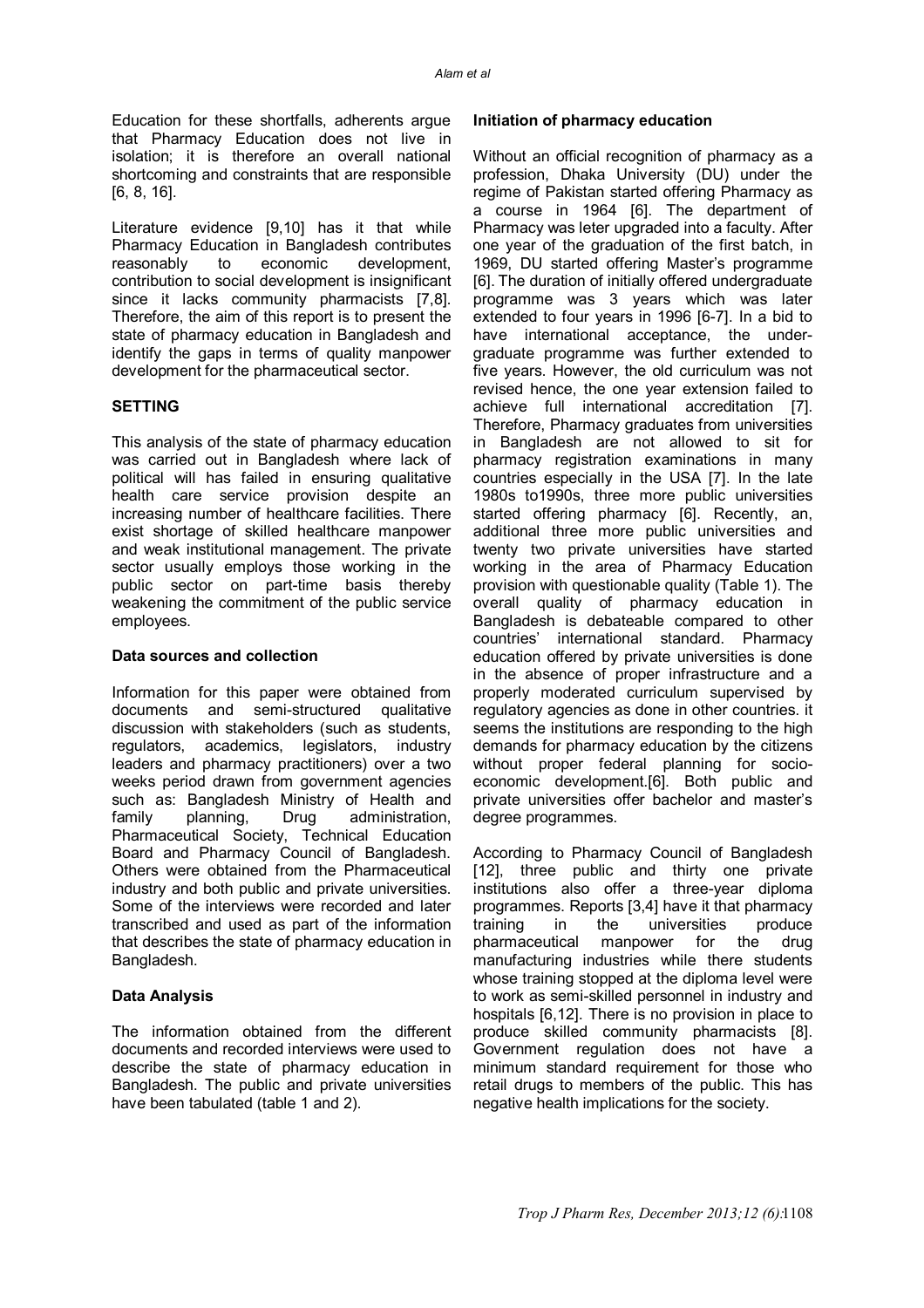Education for these shortfalls, adherents argue that Pharmacy Education does not live in isolation; it is therefore an overall national shortcoming and constraints that are responsible [6, 8, 16].

Literature evidence [9,10] has it that while Pharmacy Education in Bangladesh contributes reasonably to economic development, contribution to social development is insignificant since it lacks community pharmacists [7,8]. Therefore, the aim of this report is to present the state of pharmacy education in Bangladesh and identify the gaps in terms of quality manpower development for the pharmaceutical sector.

## SETTING

This analysis of the state of pharmacy education was carried out in Bangladesh where lack of political will has failed in ensuring qualitative health care service provision despite an increasing number of healthcare facilities. There exist shortage of skilled healthcare manpower and weak institutional management. The private sector usually employs those working in the public sector on part-time basis thereby weakening the commitment of the public service employees.

### Data sources and collection

Information for this paper were obtained from documents and semi-structured qualitative discussion with stakeholders (such as students, regulators, academics, legislators, industry leaders and pharmacy practitioners) over a two weeks period drawn from government agencies such as: Bangladesh Ministry of Health and family planning, Drug administration, Pharmaceutical Society, Technical Education Board and Pharmacy Council of Bangladesh. Others were obtained from the Pharmaceutical industry and both public and private universities. Some of the interviews were recorded and later transcribed and used as part of the information that describes the state of pharmacy education in Bangladesh.

### Data Analysis

The information obtained from the different documents and recorded interviews were used to describe the state of pharmacy education in Bangladesh. The public and private universities have been tabulated (table 1 and 2).

### Initiation of pharmacy education

Without an official recognition of pharmacy as a profession, Dhaka University (DU) under the regime of Pakistan started offering Pharmacy as a course in 1964 [6]. The department of Pharmacy was leter upgraded into a faculty. After one year of the graduation of the first batch, in 1969, DU started offering Master's programme [6]. The duration of initially offered undergraduate programme was 3 years which was later extended to four years in 1996 [6-7]. In a bid to have international acceptance, the under-graduate programme was further extended to five years. However, the old curriculum was not revised hence, the one year extension failed to achieve full international accreditation [7]. Therefore, Pharmacy graduates from universities in Bangladesh are not allowed to sit for pharmacy registration examinations in many countries especially in the USA [7]. In the late 1980s to1990s, three more public universities started offering pharmacy [6]. Recently, an, additional three more public universities and twenty two private universities have started working in the area of Pharmacy Education provision with questionable quality (Table 1). The overall quality of pharmacy education in Bangladesh is debateable compared to other countries' international standard. Pharmacy education offered by private universities is done in the absence of proper infrastructure and a properly moderated curriculum supervised by regulatory agencies as done in other countries. it seems the institutions are responding to the high demands for pharmacy education by the citizens without proper federal planning for socio-economic development.[6]. Both public and private universities offer bachelor and master's degree programmes.

According to Pharmacy Council of Bangladesh [12], three public and thirty one private institutions also offer a three-year diploma programmes. Reports [3,4] have it that pharmacy training in the universities produce pharmaceutical manpower for the drug manufacturing industries while there students whose training stopped at the diploma level were to work as semi-skilled personnel in industry and hospitals [6,12]. There is no provision in place to produce skilled community pharmacists [8]. Government regulation does not have a minimum standard requirement for those who retail drugs to members of the public. This has negative health implications for the society.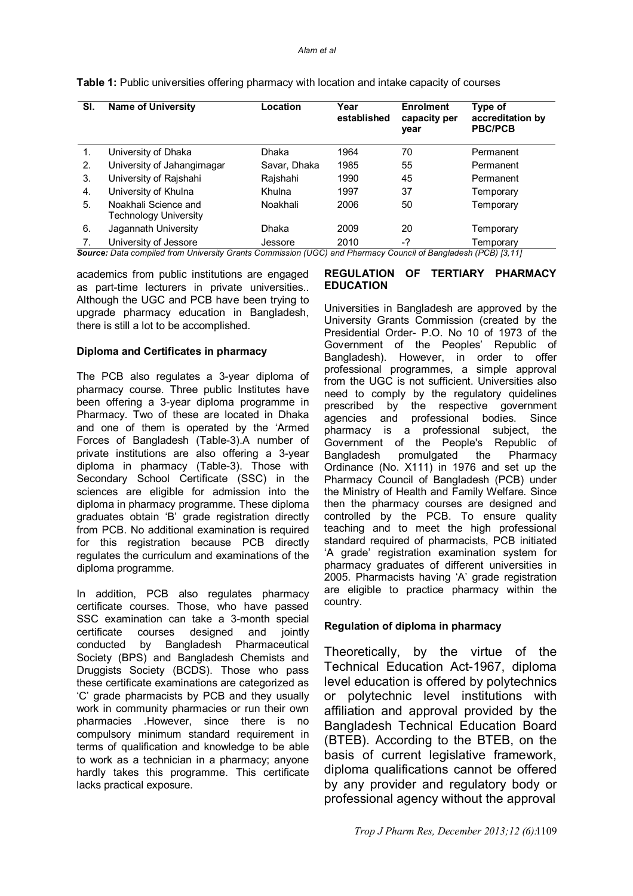**Table 1:** Public universities offering pharmacy with location and intake capacity of courses

| Sl. | Name of University | Location | Year established | Enrolment capacity per year | Type of accreditation by PBC/PCB |
|---|---|---|---|---|---|
| 1. | University of Dhaka | Dhaka | 1964 | 70 | Permanent |
| 2. | University of Jahangirnagar | Savar, Dhaka | 1985 | 55 | Permanent |
| 3. | University of Rajshahi | Rajshahi | 1990 | 45 | Permanent |
| 4. | University of Khulna | Khulna | 1997 | 37 | Temporary |
| 5. | Noakhali Science and Technology University | Noakhali | 2006 | 50 | Temporary |
| 6. | Jagannath University | Dhaka | 2009 | 20 | Temporary |
| 7. | University of Jessore | Jessore | 2010 | -? | Temporary |

***Source:*** *Data compiled from University Grants Commission (UGC) and Pharmacy Council of Bangladesh (PCB) [3,11]*

academics from public institutions are engaged as part-time lecturers in private universities.. Although the UGC and PCB have been trying to upgrade pharmacy education in Bangladesh, there is still a lot to be accomplished.

**Diploma and Certificates in pharmacy**

The PCB also regulates a 3-year diploma of pharmacy course. Three public Institutes have been offering a 3-year diploma programme in Pharmacy. Two of these are located in Dhaka and one of them is operated by the 'Armed Forces of Bangladesh (Table-3).A number of private institutions are also offering a 3-year diploma in pharmacy (Table-3). Those with Secondary School Certificate (SSC) in the sciences are eligible for admission into the diploma in pharmacy programme. These diploma graduates obtain 'B' grade registration directly from PCB. No additional examination is required for this registration because PCB directly regulates the curriculum and examinations of the diploma programme.

In addition, PCB also regulates pharmacy certificate courses. Those, who have passed SSC examination can take a 3-month special certificate courses designed and jointly conducted by Bangladesh Pharmaceutical Society (BPS) and Bangladesh Chemists and Druggists Society (BCDS). Those who pass these certificate examinations are categorized as 'C' grade pharmacists by PCB and they usually work in community pharmacies or run their own pharmacies .However, since there is no compulsory minimum standard requirement in terms of qualification and knowledge to be able to work as a technician in a pharmacy; anyone hardly takes this programme. This certificate lacks practical exposure.

**REGULATION OF TERTIARY PHARMACY EDUCATION**

Universities in Bangladesh are approved by the University Grants Commission (created by the Presidential Order- P.O. No 10 of 1973 of the Government of the Peoples' Republic of Bangladesh). However, in order to offer professional programmes, a simple approval from the UGC is not sufficient. Universities also need to comply by the regulatory guidelines prescribed by the respective government agencies and professional bodies. Since pharmacy is a professional subject, the Government of the People's Republic of Bangladesh promulgated the Pharmacy Ordinance (No. X111) in 1976 and set up the Pharmacy Council of Bangladesh (PCB) under the Ministry of Health and Family Welfare. Since then the pharmacy courses are designed and controlled by the PCB. To ensure quality teaching and to meet the high professional standard required of pharmacists, PCB initiated 'A grade' registration examination system for pharmacy graduates of different universities in 2005. Pharmacists having 'A' grade registration are eligible to practice pharmacy within the country.

**Regulation of diploma in pharmacy**

Theoretically, by the virtue of the Technical Education Act-1967, diploma level education is offered by polytechnics or polytechnic level institutions with affiliation and approval provided by the Bangladesh Technical Education Board (BTEB). According to the BTEB, on the basis of current legislative framework, diploma qualifications cannot be offered by any provider and regulatory body or professional agency without the approval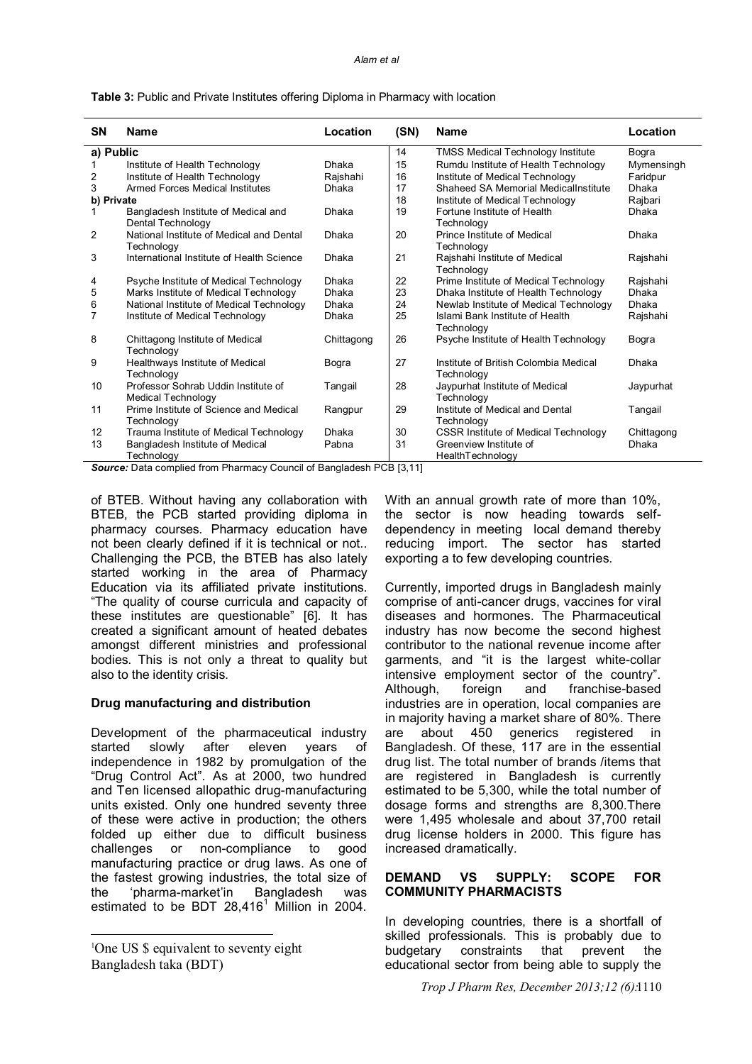**Table 3:** Public and Private Institutes offering Diploma in Pharmacy with location

| SN | Name | Location | (SN) | Name | Location |
|---|---|---|---|---|---|
| **a) Public** | | | 14 | TMSS Medical Technology Institute | Bogra |
| 1 | Institute of Health Technology | Dhaka | 15 | Rumdu Institute of Health Technology | Mymensingh |
| 2 | Institute of Health Technology | Rajshahi | 16 | Institute of Medical Technology | Faridpur |
| 3 | Armed Forces Medical Institutes | Dhaka | 17 | Shaheed SA Memorial MedicalInstitute | Dhaka |
| **b) Private** | | | 18 | Institute of Medical Technology | Rajbari |
| 1 | Bangladesh Institute of Medical and Dental Technology | Dhaka | 19 | Fortune Institute of Health Technology | Dhaka |
| 2 | National Institute of Medical and Dental Technology | Dhaka | 20 | Prince Institute of Medical Technology | Dhaka |
| 3 | International Institute of Health Science | Dhaka | 21 | Rajshahi Institute of Medical Technology | Rajshahi |
| 4 | Psyche Institute of Medical Technology | Dhaka | 22 | Prime Institute of Medical Technology | Rajshahi |
| 5 | Marks Institute of Medical Technology | Dhaka | 23 | Dhaka Institute of Health Technology | Dhaka |
| 6 | National Institute of Medical Technology | Dhaka | 24 | Newlab Institute of Medical Technology | Dhaka |
| 7 | Institute of Medical Technology | Dhaka | 25 | Islami Bank Institute of Health Technology | Rajshahi |
| 8 | Chittagong Institute of Medical Technology | Chittagong | 26 | Psyche Institute of Health Technology | Bogra |
| 9 | Healthways Institute of Medical Technology | Bogra | 27 | Institute of British Colombia Medical Technology | Dhaka |
| 10 | Professor Sohrab Uddin Institute of Medical Technology | Tangail | 28 | Jaypurhat Institute of Medical Technology | Jaypurhat |
| 11 | Prime Institute of Science and Medical Technology | Rangpur | 29 | Institute of Medical and Dental Technology | Tangail |
| 12 | Trauma Institute of Medical Technology | Dhaka | 30 | CSSR Institute of Medical Technology | Chittagong |
| 13 | Bangladesh Institute of Medical Technology | Pabna | 31 | Greenview Institute of HealthTechnology | Dhaka |

***Source:*** Data complied from Pharmacy Council of Bangladesh PCB [3,11]

of BTEB. Without having any collaboration with BTEB, the PCB started providing diploma in pharmacy courses. Pharmacy education have not been clearly defined if it is technical or not.. Challenging the PCB, the BTEB has also lately started working in the area of Pharmacy Education via its affiliated private institutions. "The quality of course curricula and capacity of these institutes are questionable" [6]. It has created a significant amount of heated debates amongst different ministries and professional bodies. This is not only a threat to quality but also to the identity crisis.

### Drug manufacturing and distribution

Development of the pharmaceutical industry started slowly after eleven years of independence in 1982 by promulgation of the "Drug Control Act". As at 2000, two hundred and Ten licensed allopathic drug-manufacturing units existed. Only one hundred seventy three of these were active in production; the others folded up either due to difficult business challenges or non-compliance to good manufacturing practice or drug laws. As one of the fastest growing industries, the total size of the 'pharma-market'in Bangladesh was estimated to be BDT 28,416[1] Million in 2004.

[1]One US $ equivalent to seventy eight Bangladesh taka (BDT)

With an annual growth rate of more than 10%, the sector is now heading towards self-dependency in meeting local demand thereby reducing import. The sector has started exporting a to few developing countries.

Currently, imported drugs in Bangladesh mainly comprise of anti-cancer drugs, vaccines for viral diseases and hormones. The Pharmaceutical industry has now become the second highest contributor to the national revenue income after garments, and "it is the largest white-collar intensive employment sector of the country". Although, foreign and franchise-based industries are in operation, local companies are in majority having a market share of 80%. There are about 450 generics registered in Bangladesh. Of these, 117 are in the essential drug list. The total number of brands /items that are registered in Bangladesh is currently estimated to be 5,300, while the total number of dosage forms and strengths are 8,300.There were 1,495 wholesale and about 37,700 retail drug license holders in 2000. This figure has increased dramatically.

## DEMAND VS SUPPLY: SCOPE FOR COMMUNITY PHARMACISTS

In developing countries, there is a shortfall of skilled professionals. This is probably due to budgetary constraints that prevent the educational sector from being able to supply the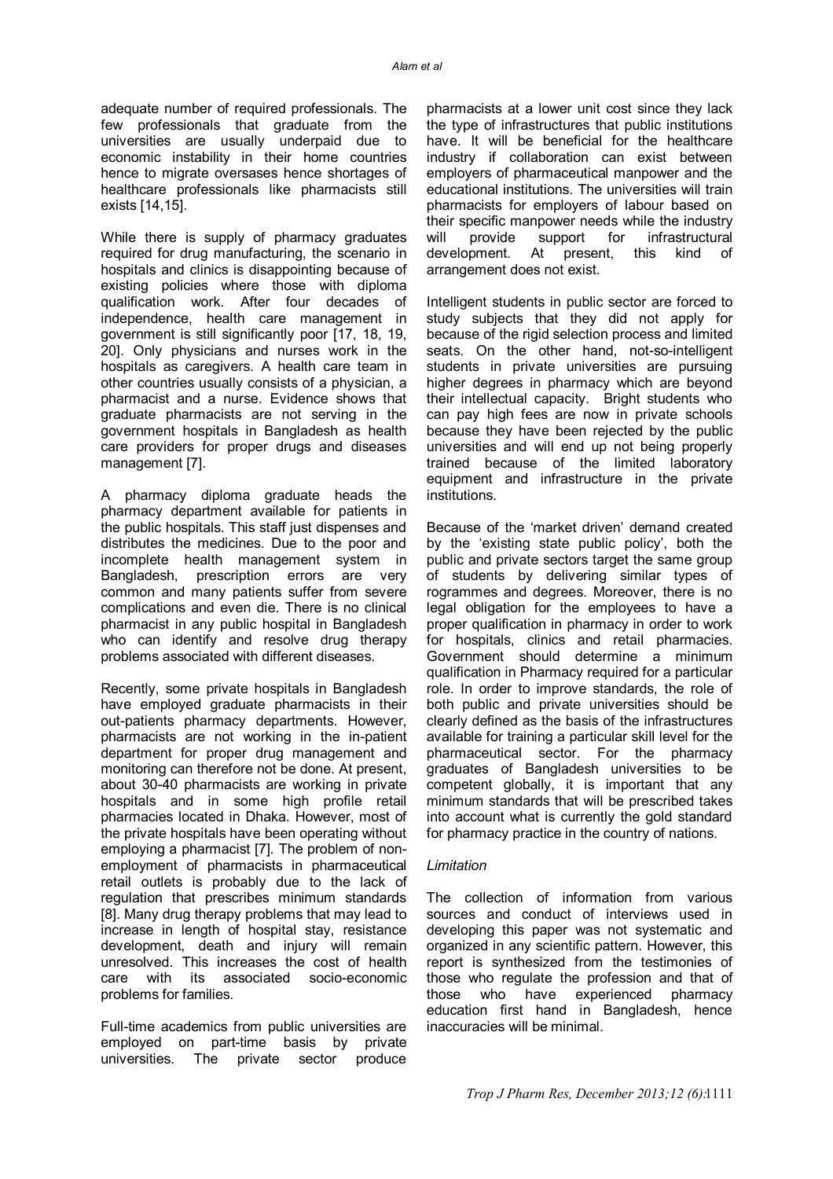adequate number of required professionals. The few professionals that graduate from the universities are usually underpaid due to economic instability in their home countries hence to migrate oversases hence shortages of healthcare professionals like pharmacists still exists [14,15].

While there is supply of pharmacy graduates required for drug manufacturing, the scenario in hospitals and clinics is disappointing because of existing policies where those with diploma qualification work. After four decades of independence, health care management in government is still significantly poor [17, 18, 19, 20]. Only physicians and nurses work in the hospitals as caregivers. A health care team in other countries usually consists of a physician, a pharmacist and a nurse. Evidence shows that graduate pharmacists are not serving in the government hospitals in Bangladesh as health care providers for proper drugs and diseases management [7].

A pharmacy diploma graduate heads the pharmacy department available for patients in the public hospitals. This staff just dispenses and distributes the medicines. Due to the poor and incomplete health management system in Bangladesh, prescription errors are very common and many patients suffer from severe complications and even die. There is no clinical pharmacist in any public hospital in Bangladesh who can identify and resolve drug therapy problems associated with different diseases.

Recently, some private hospitals in Bangladesh have employed graduate pharmacists in their out-patients pharmacy departments. However, pharmacists are not working in the in-patient department for proper drug management and monitoring can therefore not be done. At present, about 30-40 pharmacists are working in private hospitals and in some high profile retail pharmacies located in Dhaka. However, most of the private hospitals have been operating without employing a pharmacist [7]. The problem of non-employment of pharmacists in pharmaceutical retail outlets is probably due to the lack of regulation that prescribes minimum standards [8]. Many drug therapy problems that may lead to increase in length of hospital stay, resistance development, death and injury will remain unresolved. This increases the cost of health care with its associated socio-economic problems for families.

Full-time academics from public universities are employed on part-time basis by private universities. The private sector produce pharmacists at a lower unit cost since they lack the type of infrastructures that public institutions have. It will be beneficial for the healthcare industry if collaboration can exist between employers of pharmaceutical manpower and the educational institutions. The universities will train pharmacists for employers of labour based on their specific manpower needs while the industry will provide support for infrastructural development. At present, this kind of arrangement does not exist.

Intelligent students in public sector are forced to study subjects that they did not apply for because of the rigid selection process and limited seats. On the other hand, not-so-intelligent students in private universities are pursuing higher degrees in pharmacy which are beyond their intellectual capacity. Bright students who can pay high fees are now in private schools because they have been rejected by the public universities and will end up not being properly trained because of the limited laboratory equipment and infrastructure in the private institutions.

Because of the 'market driven' demand created by the 'existing state public policy', both the public and private sectors target the same group of students by delivering similar types of rogrammes and degrees. Moreover, there is no legal obligation for the employees to have a proper qualification in pharmacy in order to work for hospitals, clinics and retail pharmacies. Government should determine a minimum qualification in Pharmacy required for a particular role. In order to improve standards, the role of both public and private universities should be clearly defined as the basis of the infrastructures available for training a particular skill level for the pharmaceutical sector. For the pharmacy graduates of Bangladesh universities to be competent globally, it is important that any minimum standards that will be prescribed takes into account what is currently the gold standard for pharmacy practice in the country of nations.

### *Limitation*

The collection of information from various sources and conduct of interviews used in developing this paper was not systematic and organized in any scientific pattern. However, this report is synthesized from the testimonies of those who regulate the profession and that of those who have experienced pharmacy education first hand in Bangladesh, hence inaccuracies will be minimal.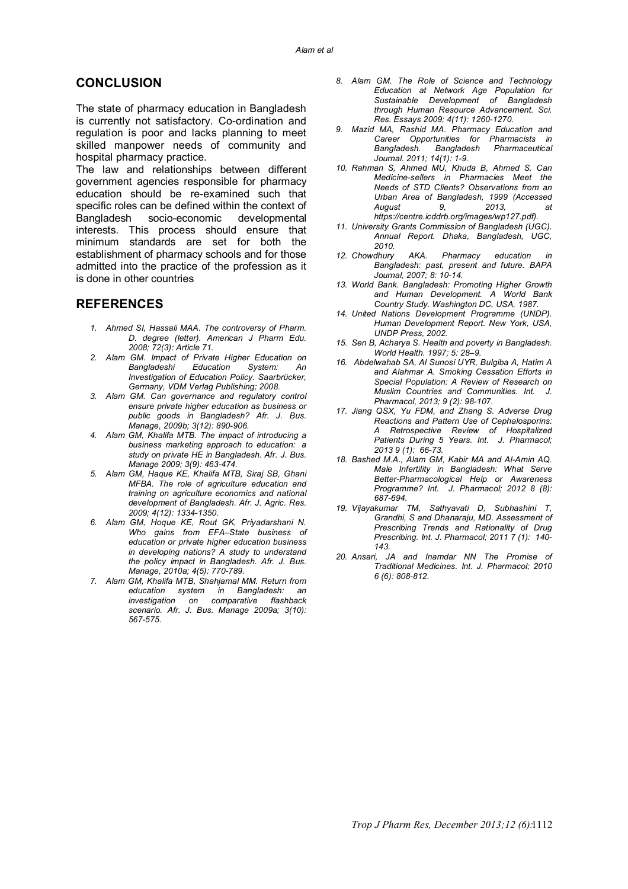## CONCLUSION

The state of pharmacy education in Bangladesh is currently not satisfactory. Co-ordination and regulation is poor and lacks planning to meet skilled manpower needs of community and hospital pharmacy practice.

The law and relationships between different government agencies responsible for pharmacy education should be re-examined such that specific roles can be defined within the context of Bangladesh socio-economic developmental interests. This process should ensure that minimum standards are set for both the establishment of pharmacy schools and for those admitted into the practice of the profession as it is done in other countries

## REFERENCES

1. *Ahmed SI, Hassali MAA. The controversy of Pharm. D. degree (letter). American J Pharm Edu. 2008; 72(3): Article 71.*
2. *Alam GM. Impact of Private Higher Education on Bangladeshi Education System: An Investigation of Education Policy. Saarbrücker, Germany, VDM Verlag Publishing; 2008.*
3. *Alam GM. Can governance and regulatory control ensure private higher education as business or public goods in Bangladesh? Afr. J. Bus. Manage, 2009b; 3(12): 890-906.*
4. *Alam GM, Khalifa MTB. The impact of introducing a business marketing approach to education: a study on private HE in Bangladesh. Afr. J. Bus. Manage 2009; 3(9): 463-474.*
5. *Alam GM, Haque KE, Khalifa MTB, Siraj SB, Ghani MFBA. The role of agriculture education and training on agriculture economics and national development of Bangladesh. Afr. J. Agric. Res. 2009; 4(12): 1334-1350.*
6. *Alam GM, Hoque KE, Rout GK, Priyadarshani N. Who gains from EFA–State business of education or private higher education business in developing nations? A study to understand the policy impact in Bangladesh. Afr. J. Bus. Manage, 2010a; 4(5): 770-789.*
7. *Alam GM, Khalifa MTB, Shahjamal MM. Return from education system in Bangladesh: an investigation on comparative flashback scenario. Afr. J. Bus. Manage 2009a; 3(10): 567-575.*
8. *Alam GM. The Role of Science and Technology Education at Network Age Population for Sustainable Development of Bangladesh through Human Resource Advancement. Sci. Res. Essays 2009; 4(11): 1260-1270.*
9. *Mazid MA, Rashid MA. Pharmacy Education and Career Opportunities for Pharmacists in Bangladesh. Bangladesh Pharmaceutical Journal. 2011; 14(1): 1-9.*
10. *Rahman S, Ahmed MU, Khuda B, Ahmed S. Can Medicine-sellers in Pharmacies Meet the Needs of STD Clients? Observations from an Urban Area of Bangladesh, 1999 (Accessed August 9, 2013, at https://centre.icddrb.org/images/wp127.pdf).*
11. *University Grants Commission of Bangladesh (UGC). Annual Report. Dhaka, Bangladesh, UGC, 2010.*
12. *Chowdhury AKA. Pharmacy education in Bangladesh: past, present and future. BAPA Journal, 2007; 8: 10-14.*
13. *World Bank. Bangladesh: Promoting Higher Growth and Human Development. A World Bank Country Study. Washington DC, USA, 1987.*
14. *United Nations Development Programme (UNDP). Human Development Report. New York, USA, UNDP Press, 2002.*
15. *Sen B, Acharya S. Health and poverty in Bangladesh. World Health. 1997; 5: 28–9.*
16. *Abdelwahab SA, Al Sunosi UYR, Bulgiba A, Hatim A and Alahmar A. Smoking Cessation Efforts in Special Population: A Review of Research on Muslim Countries and Communities. Int. J. Pharmacol, 2013; 9 (2): 98-107.*
17. *Jiang QSX, Yu FDM, and Zhang S. Adverse Drug Reactions and Pattern Use of Cephalosporins: A Retrospective Review of Hospitalized Patients During 5 Years. Int. J. Pharmacol; 2013 9 (1): 66-73.*
18. *Bashed M.A., Alam GM, Kabir MA and Al-Amin AQ. Male Infertility in Bangladesh: What Serve Better-Pharmacological Help or Awareness Programme? Int. J. Pharmacol; 2012 8 (8): 687-694.*
19. *Vijayakumar TM, Sathyavati D, Subhashini T, Grandhi, S and Dhanaraju, MD. Assessment of Prescribing Trends and Rationality of Drug Prescribing. Int. J. Pharmacol; 2011 7 (1): 140-143.*
20. *Ansari, JA and Inamdar NN The Promise of Traditional Medicines. Int. J. Pharmacol; 2010 6 (6): 808-812.*